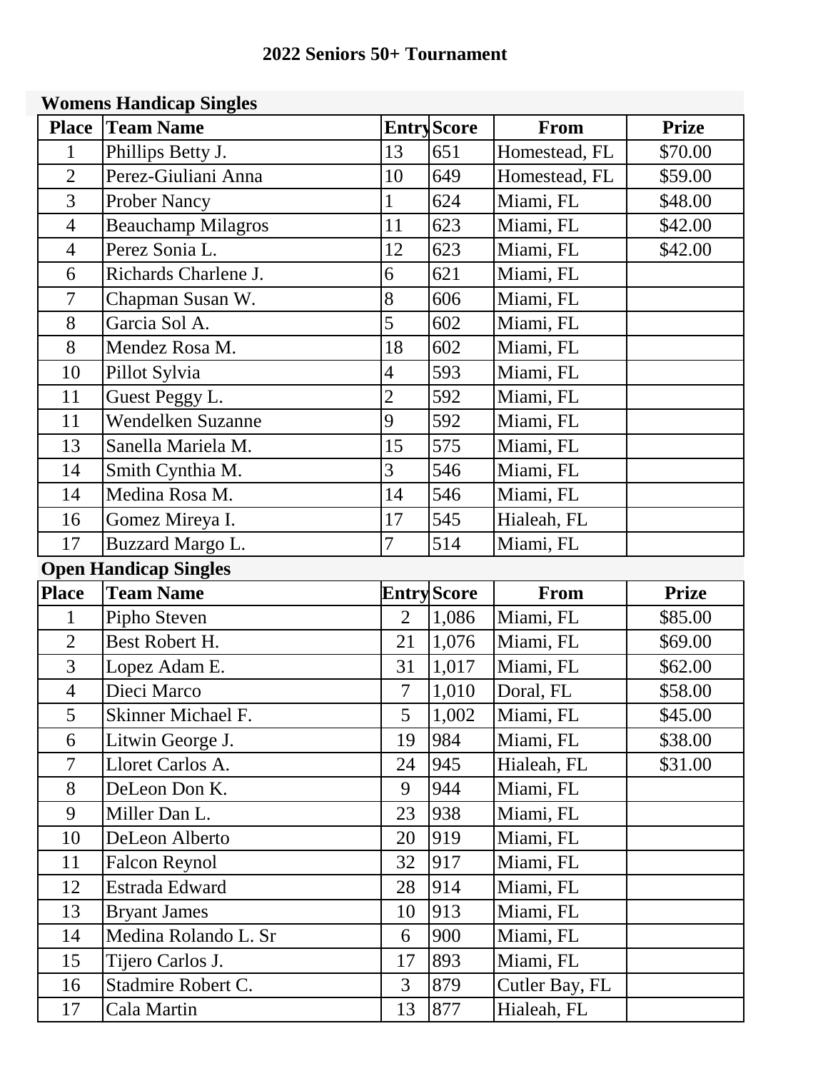# 2022 Seniors 50+ Tournament

## Womens Handicap Singles

| Place | Team Name | Entry | Score | From | Prize |
|---|---|---|---|---|---|
| 1 | Phillips Betty J. | 13 | 651 | Homestead, FL | $70.00 |
| 2 | Perez-Giuliani Anna | 10 | 649 | Homestead, FL | $59.00 |
| 3 | Prober Nancy | 1 | 624 | Miami, FL | $48.00 |
| 4 | Beauchamp Milagros | 11 | 623 | Miami, FL | $42.00 |
| 4 | Perez Sonia L. | 12 | 623 | Miami, FL | $42.00 |
| 6 | Richards Charlene J. | 6 | 621 | Miami, FL | |
| 7 | Chapman Susan W. | 8 | 606 | Miami, FL | |
| 8 | Garcia Sol A. | 5 | 602 | Miami, FL | |
| 8 | Mendez Rosa M. | 18 | 602 | Miami, FL | |
| 10 | Pillot Sylvia | 4 | 593 | Miami, FL | |
| 11 | Guest Peggy L. | 2 | 592 | Miami, FL | |
| 11 | Wendelken Suzanne | 9 | 592 | Miami, FL | |
| 13 | Sanella Mariela M. | 15 | 575 | Miami, FL | |
| 14 | Smith Cynthia M. | 3 | 546 | Miami, FL | |
| 14 | Medina Rosa M. | 14 | 546 | Miami, FL | |
| 16 | Gomez Mireya I. | 17 | 545 | Hialeah, FL | |
| 17 | Buzzard Margo L. | 7 | 514 | Miami, FL | |

## Open Handicap Singles

| Place | Team Name | Entry | Score | From | Prize |
|---|---|---|---|---|---|
| 1 | Pipho Steven | 2 | 1,086 | Miami, FL | $85.00 |
| 2 | Best Robert H. | 21 | 1,076 | Miami, FL | $69.00 |
| 3 | Lopez Adam E. | 31 | 1,017 | Miami, FL | $62.00 |
| 4 | Dieci Marco | 7 | 1,010 | Doral, FL | $58.00 |
| 5 | Skinner Michael F. | 5 | 1,002 | Miami, FL | $45.00 |
| 6 | Litwin George J. | 19 | 984 | Miami, FL | $38.00 |
| 7 | Lloret Carlos A. | 24 | 945 | Hialeah, FL | $31.00 |
| 8 | DeLeon Don K. | 9 | 944 | Miami, FL | |
| 9 | Miller Dan L. | 23 | 938 | Miami, FL | |
| 10 | DeLeon Alberto | 20 | 919 | Miami, FL | |
| 11 | Falcon Reynol | 32 | 917 | Miami, FL | |
| 12 | Estrada Edward | 28 | 914 | Miami, FL | |
| 13 | Bryant James | 10 | 913 | Miami, FL | |
| 14 | Medina Rolando L. Sr | 6 | 900 | Miami, FL | |
| 15 | Tijero Carlos J. | 17 | 893 | Miami, FL | |
| 16 | Stadmire Robert C. | 3 | 879 | Cutler Bay, FL | |
| 17 | Cala Martin | 13 | 877 | Hialeah, FL | |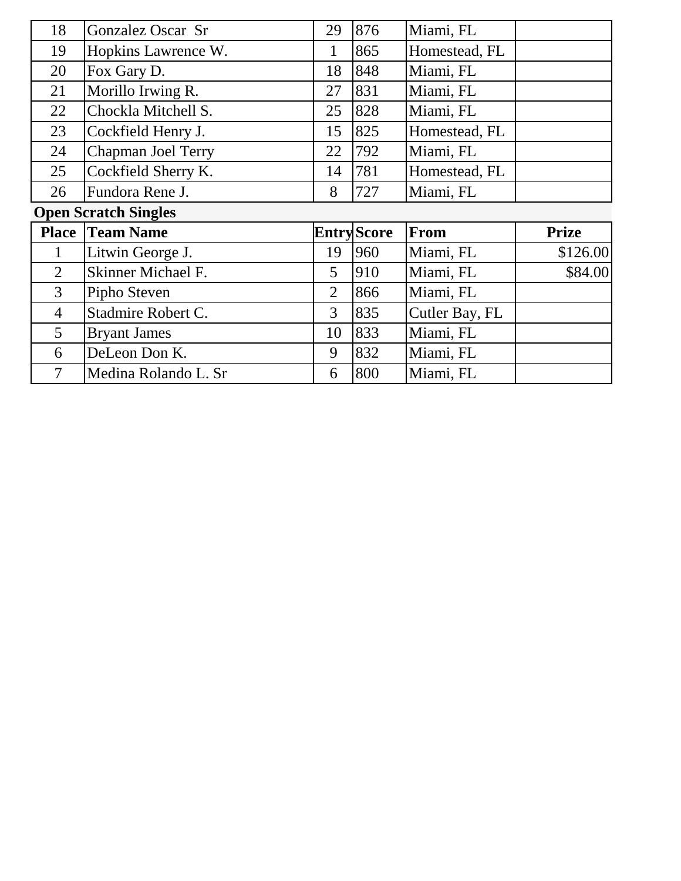| | | | | | |
|---|---|---|---|---|---|
| 18 | Gonzalez Oscar Sr | 29 | 876 | Miami, FL | |
| 19 | Hopkins Lawrence W. | 1 | 865 | Homestead, FL | |
| 20 | Fox Gary D. | 18 | 848 | Miami, FL | |
| 21 | Morillo Irwing R. | 27 | 831 | Miami, FL | |
| 22 | Chockla Mitchell S. | 25 | 828 | Miami, FL | |
| 23 | Cockfield Henry J. | 15 | 825 | Homestead, FL | |
| 24 | Chapman Joel Terry | 22 | 792 | Miami, FL | |
| 25 | Cockfield Sherry K. | 14 | 781 | Homestead, FL | |
| 26 | Fundora Rene J. | 8 | 727 | Miami, FL | |

**Open Scratch Singles**

| Place | Team Name | Entry | Score | From | Prize |
|---|---|---|---|---|---|
| 1 | Litwin George J. | 19 | 960 | Miami, FL | $126.00 |
| 2 | Skinner Michael F. | 5 | 910 | Miami, FL | $84.00 |
| 3 | Pipho Steven | 2 | 866 | Miami, FL | |
| 4 | Stadmire Robert C. | 3 | 835 | Cutler Bay, FL | |
| 5 | Bryant James | 10 | 833 | Miami, FL | |
| 6 | DeLeon Don K. | 9 | 832 | Miami, FL | |
| 7 | Medina Rolando L. Sr | 6 | 800 | Miami, FL | |